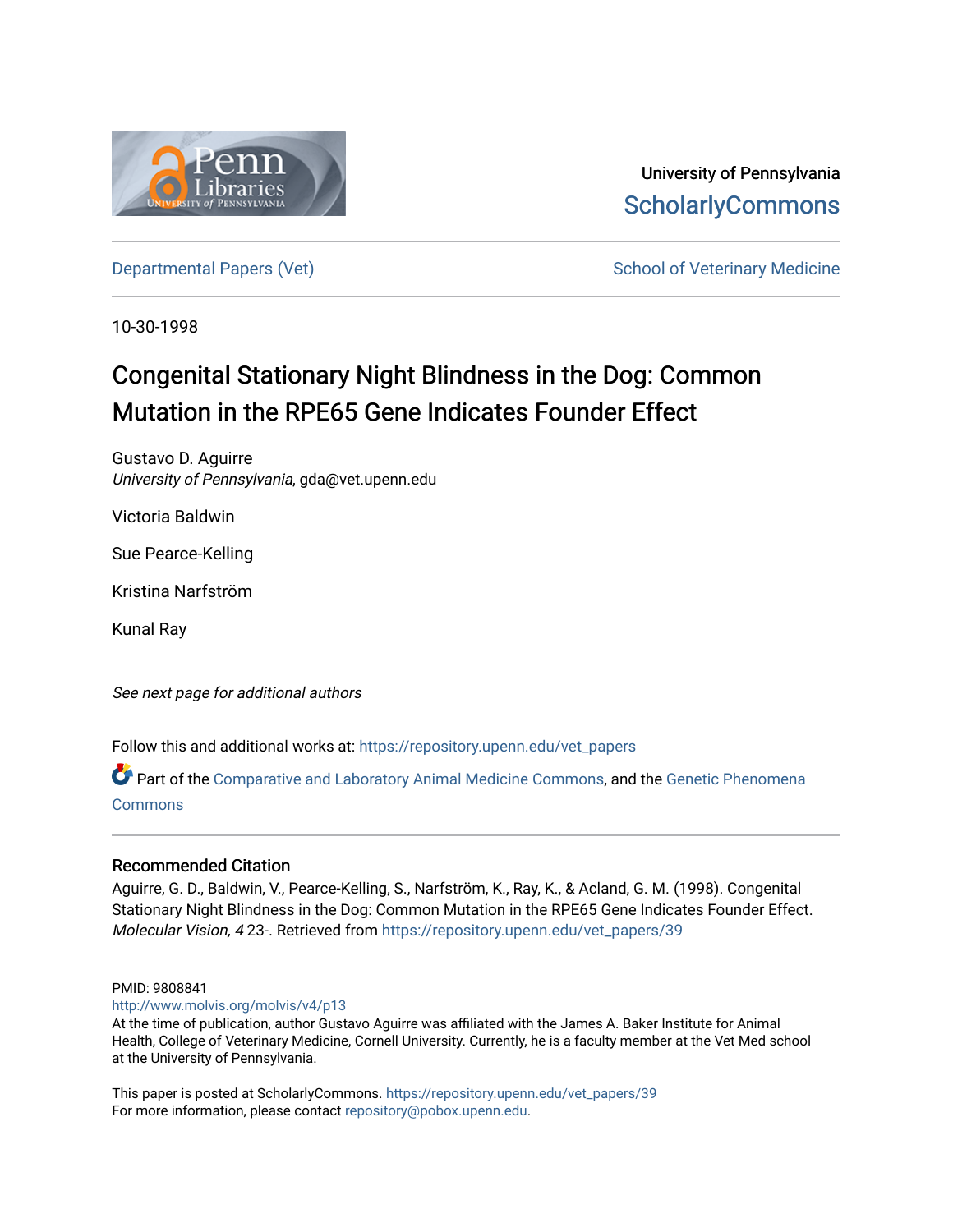University of Pennsylvania
ScholarlyCommons

Departmental Papers (Vet) | School of Veterinary Medicine

10-30-1998

# Congenital Stationary Night Blindness in the Dog: Common Mutation in the RPE65 Gene Indicates Founder Effect

Gustavo D. Aguirre
*University of Pennsylvania*, gda@vet.upenn.edu

Victoria Baldwin

Sue Pearce-Kelling

Kristina Narfström

Kunal Ray

*See next page for additional authors*

Follow this and additional works at: https://repository.upenn.edu/vet_papers

Part of the Comparative and Laboratory Animal Medicine Commons, and the Genetic Phenomena Commons

### Recommended Citation

Aguirre, G. D., Baldwin, V., Pearce-Kelling, S., Narfström, K., Ray, K., & Acland, G. M. (1998). Congenital Stationary Night Blindness in the Dog: Common Mutation in the RPE65 Gene Indicates Founder Effect. *Molecular Vision, 4* 23-. Retrieved from https://repository.upenn.edu/vet_papers/39

PMID: 9808841
http://www.molvis.org/molvis/v4/p13
At the time of publication, author Gustavo Aguirre was affiliated with the James A. Baker Institute for Animal Health, College of Veterinary Medicine, Cornell University. Currently, he is a faculty member at the Vet Med school at the University of Pennsylvania.

This paper is posted at ScholarlyCommons. https://repository.upenn.edu/vet_papers/39
For more information, please contact repository@pobox.upenn.edu.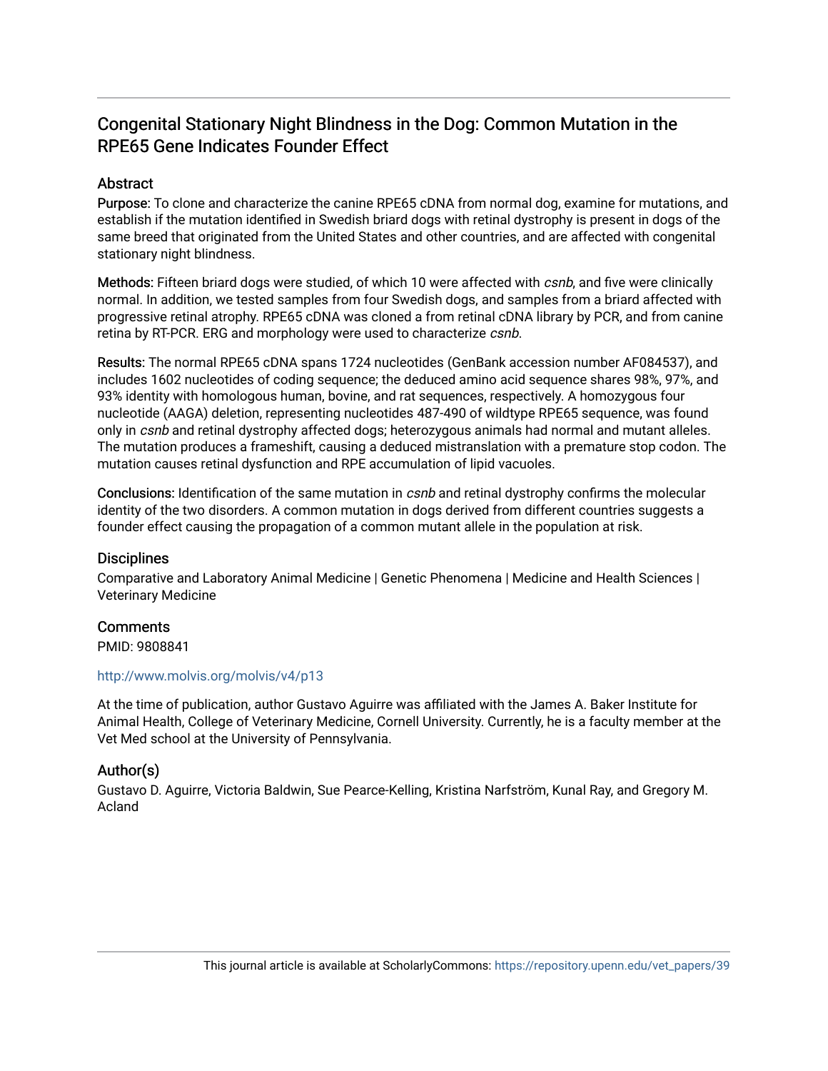# Congenital Stationary Night Blindness in the Dog: Common Mutation in the RPE65 Gene Indicates Founder Effect

## Abstract

**Purpose:** To clone and characterize the canine RPE65 cDNA from normal dog, examine for mutations, and establish if the mutation identified in Swedish briard dogs with retinal dystrophy is present in dogs of the same breed that originated from the United States and other countries, and are affected with congenital stationary night blindness.

**Methods:** Fifteen briard dogs were studied, of which 10 were affected with *csnb*, and five were clinically normal. In addition, we tested samples from four Swedish dogs, and samples from a briard affected with progressive retinal atrophy. RPE65 cDNA was cloned a from retinal cDNA library by PCR, and from canine retina by RT-PCR. ERG and morphology were used to characterize *csnb*.

**Results:** The normal RPE65 cDNA spans 1724 nucleotides (GenBank accession number AF084537), and includes 1602 nucleotides of coding sequence; the deduced amino acid sequence shares 98%, 97%, and 93% identity with homologous human, bovine, and rat sequences, respectively. A homozygous four nucleotide (AAGA) deletion, representing nucleotides 487-490 of wildtype RPE65 sequence, was found only in *csnb* and retinal dystrophy affected dogs; heterozygous animals had normal and mutant alleles. The mutation produces a frameshift, causing a deduced mistranslation with a premature stop codon. The mutation causes retinal dysfunction and RPE accumulation of lipid vacuoles.

**Conclusions:** Identification of the same mutation in *csnb* and retinal dystrophy confirms the molecular identity of the two disorders. A common mutation in dogs derived from different countries suggests a founder effect causing the propagation of a common mutant allele in the population at risk.

## Disciplines

Comparative and Laboratory Animal Medicine | Genetic Phenomena | Medicine and Health Sciences | Veterinary Medicine

## Comments

PMID: 9808841

http://www.molvis.org/molvis/v4/p13

At the time of publication, author Gustavo Aguirre was affiliated with the James A. Baker Institute for Animal Health, College of Veterinary Medicine, Cornell University. Currently, he is a faculty member at the Vet Med school at the University of Pennsylvania.

## Author(s)

Gustavo D. Aguirre, Victoria Baldwin, Sue Pearce-Kelling, Kristina Narfström, Kunal Ray, and Gregory M. Acland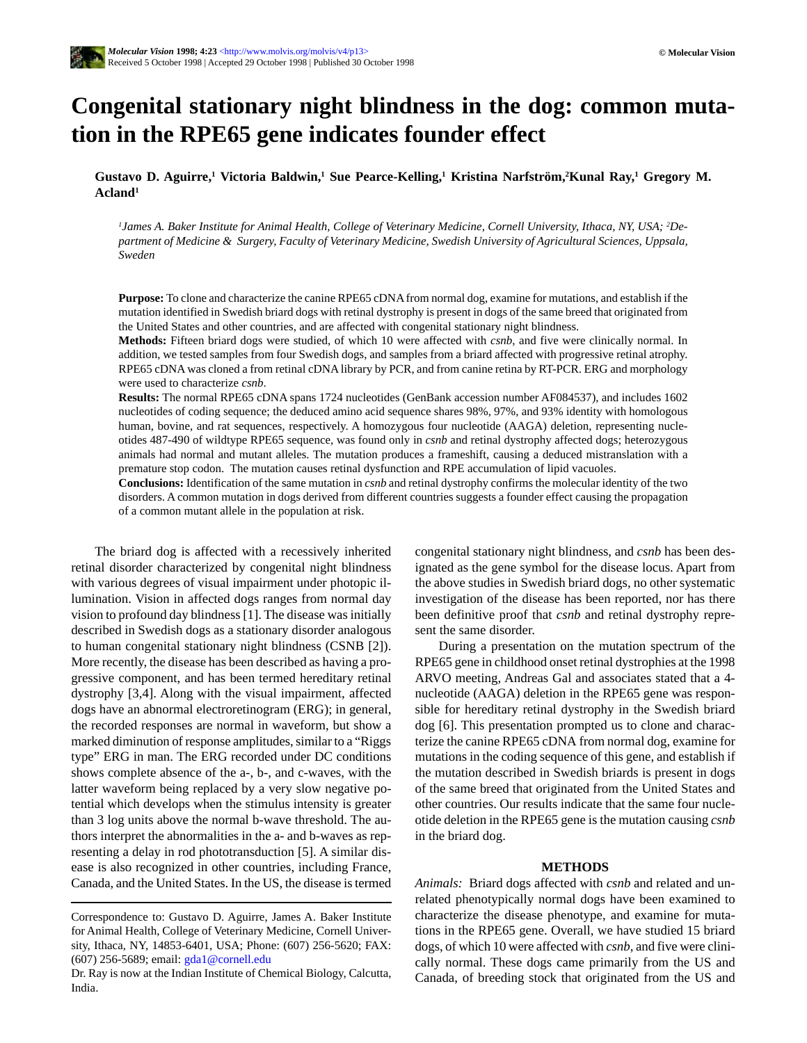# Congenital stationary night blindness in the dog: common mutation in the RPE65 gene indicates founder effect

**Gustavo D. Aguirre,[1] Victoria Baldwin,[1] Sue Pearce-Kelling,[1] Kristina Narfström,[2] Kunal Ray,[1] Gregory M. Acland[1]**

*[1]James A. Baker Institute for Animal Health, College of Veterinary Medicine, Cornell University, Ithaca, NY, USA; [2]Department of Medicine & Surgery, Faculty of Veterinary Medicine, Swedish University of Agricultural Sciences, Uppsala, Sweden*

**Purpose:** To clone and characterize the canine RPE65 cDNA from normal dog, examine for mutations, and establish if the mutation identified in Swedish briard dogs with retinal dystrophy is present in dogs of the same breed that originated from the United States and other countries, and are affected with congenital stationary night blindness.

**Methods:** Fifteen briard dogs were studied, of which 10 were affected with *csnb*, and five were clinically normal. In addition, we tested samples from four Swedish dogs, and samples from a briard affected with progressive retinal atrophy. RPE65 cDNA was cloned a from retinal cDNA library by PCR, and from canine retina by RT-PCR. ERG and morphology were used to characterize *csnb*.

**Results:** The normal RPE65 cDNA spans 1724 nucleotides (GenBank accession number AF084537), and includes 1602 nucleotides of coding sequence; the deduced amino acid sequence shares 98%, 97%, and 93% identity with homologous human, bovine, and rat sequences, respectively. A homozygous four nucleotide (AAGA) deletion, representing nucleotides 487-490 of wildtype RPE65 sequence, was found only in *csnb* and retinal dystrophy affected dogs; heterozygous animals had normal and mutant alleles. The mutation produces a frameshift, causing a deduced mistranslation with a premature stop codon. The mutation causes retinal dysfunction and RPE accumulation of lipid vacuoles.

**Conclusions:** Identification of the same mutation in *csnb* and retinal dystrophy confirms the molecular identity of the two disorders. A common mutation in dogs derived from different countries suggests a founder effect causing the propagation of a common mutant allele in the population at risk.

The briard dog is affected with a recessively inherited retinal disorder characterized by congenital night blindness with various degrees of visual impairment under photopic illumination. Vision in affected dogs ranges from normal day vision to profound day blindness [1]. The disease was initially described in Swedish dogs as a stationary disorder analogous to human congenital stationary night blindness (CSNB [2]). More recently, the disease has been described as having a progressive component, and has been termed hereditary retinal dystrophy [3,4]. Along with the visual impairment, affected dogs have an abnormal electroretinogram (ERG); in general, the recorded responses are normal in waveform, but show a marked diminution of response amplitudes, similar to a "Riggs type" ERG in man. The ERG recorded under DC conditions shows complete absence of the a-, b-, and c-waves, with the latter waveform being replaced by a very slow negative potential which develops when the stimulus intensity is greater than 3 log units above the normal b-wave threshold. The authors interpret the abnormalities in the a- and b-waves as representing a delay in rod phototransduction [5]. A similar disease is also recognized in other countries, including France, Canada, and the United States. In the US, the disease is termed congenital stationary night blindness, and *csnb* has been designated as the gene symbol for the disease locus. Apart from the above studies in Swedish briard dogs, no other systematic investigation of the disease has been reported, nor has there been definitive proof that *csnb* and retinal dystrophy represent the same disorder.

During a presentation on the mutation spectrum of the RPE65 gene in childhood onset retinal dystrophies at the 1998 ARVO meeting, Andreas Gal and associates stated that a 4-nucleotide (AAGA) deletion in the RPE65 gene was responsible for hereditary retinal dystrophy in the Swedish briard dog [6]. This presentation prompted us to clone and characterize the canine RPE65 cDNA from normal dog, examine for mutations in the coding sequence of this gene, and establish if the mutation described in Swedish briards is present in dogs of the same breed that originated from the United States and other countries. Our results indicate that the same four nucleotide deletion in the RPE65 gene is the mutation causing *csnb* in the briard dog.

## METHODS

*Animals:* Briard dogs affected with *csnb* and related and unrelated phenotypically normal dogs have been examined to characterize the disease phenotype, and examine for mutations in the RPE65 gene. Overall, we have studied 15 briard dogs, of which 10 were affected with *csnb*, and five were clinically normal. These dogs came primarily from the US and Canada, of breeding stock that originated from the US and

Correspondence to: Gustavo D. Aguirre, James A. Baker Institute for Animal Health, College of Veterinary Medicine, Cornell University, Ithaca, NY, 14853-6401, USA; Phone: (607) 256-5620; FAX: (607) 256-5689; email: gda1@cornell.edu

Dr. Ray is now at the Indian Institute of Chemical Biology, Calcutta, India.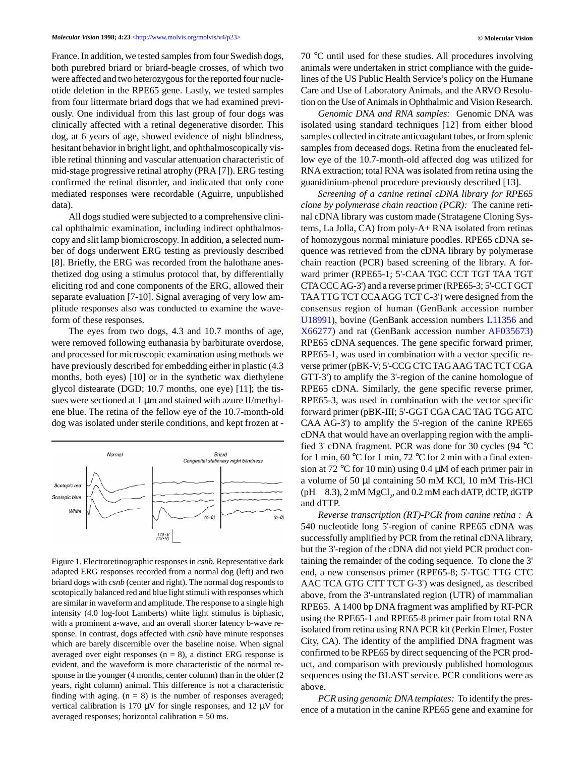France. In addition, we tested samples from four Swedish dogs, both purebred briard or briard-beagle crosses, of which two were affected and two heterozygous for the reported four nucleotide deletion in the RPE65 gene. Lastly, we tested samples from four littermate briard dogs that we had examined previously. One individual from this last group of four dogs was clinically affected with a retinal degenerative disorder. This dog, at 6 years of age, showed evidence of night blindness, hesitant behavior in bright light, and ophthalmoscopically visible retinal thinning and vascular attenuation characteristic of mid-stage progressive retinal atrophy (PRA [7]). ERG testing confirmed the retinal disorder, and indicated that only cone mediated responses were recordable (Aguirre, unpublished data).

All dogs studied were subjected to a comprehensive clinical ophthalmic examination, including indirect ophthalmoscopy and slit lamp biomicroscopy. In addition, a selected number of dogs underwent ERG testing as previously described [8]. Briefly, the ERG was recorded from the halothane anesthetized dog using a stimulus protocol that, by differentially eliciting rod and cone components of the ERG, allowed their separate evaluation [7-10]. Signal averaging of very low amplitude responses also was conducted to examine the waveform of these responses.

The eyes from two dogs, 4.3 and 10.7 months of age, were removed following euthanasia by barbiturate overdose, and processed for microscopic examination using methods we have previously described for embedding either in plastic (4.3 months, both eyes) [10] or in the synthetic wax diethylene glycol distearate (DGD; 10.7 months, one eye) [11]; the tissues were sectioned at 1 μm and stained with azure II/methylene blue. The retina of the fellow eye of the 10.7-month-old dog was isolated under sterile conditions, and kept frozen at -70 °C until used for these studies. All procedures involving animals were undertaken in strict compliance with the guidelines of the US Public Health Service's policy on the Humane Care and Use of Laboratory Animals, and the ARVO Resolution on the Use of Animals in Ophthalmic and Vision Research.

Figure 1. Electroretinographic responses in *csnb*. Representative dark adapted ERG responses recorded from a normal dog (left) and two briard dogs with *csnb* (center and right). The normal dog responds to scotopically balanced red and blue light stimuli with responses which are similar in waveform and amplitude. The response to a single high intensity (4.0 log-foot Lamberts) white light stimulus is biphasic, with a prominent a-wave, and an overall shorter latency b-wave response. In contrast, dogs affected with *csnb* have minute responses which are barely discernible over the baseline noise. When signal averaged over eight responses (n = 8), a distinct ERG response is evident, and the waveform is more characteristic of the normal response in the younger (4 months, center column) than in the older (2 years, right column) animal. This difference is not a characteristic finding with aging. (n = 8) is the number of responses averaged; vertical calibration is 170 μV for single responses, and 12 μV for averaged responses; horizontal calibration = 50 ms.

*Genomic DNA and RNA samples:* Genomic DNA was isolated using standard techniques [12] from either blood samples collected in citrate anticoagulant tubes, or from splenic samples from deceased dogs. Retina from the enucleated fellow eye of the 10.7-month-old affected dog was utilized for RNA extraction; total RNA was isolated from retina using the guanidinium-phenol procedure previously described [13].

*Screening of a canine retinal cDNA library for RPE65 clone by polymerase chain reaction (PCR):* The canine retinal cDNA library was custom made (Stratagene Cloning Systems, La Jolla, CA) from poly-A+ RNA isolated from retinas of homozygous normal miniature poodles. RPE65 cDNA sequence was retrieved from the cDNA library by polymerase chain reaction (PCR) based screening of the library. A forward primer (RPE65-1; 5'-CAA TGC CCT TGT TAA TGT CTA CCC AG-3') and a reverse primer (RPE65-3; 5'-CCT GCT TAA TTG TCT CCA AGG TCT C-3') were designed from the consensus region of human (GenBank accession number U18991), bovine (GenBank accession numbers L11356 and X66277) and rat (GenBank accession number AF035673) RPE65 cDNA sequences. The gene specific forward primer, RPE65-1, was used in combination with a vector specific reverse primer (pBK-V; 5'-CCG CTC TAG AAG TAC TCT CGA GTT-3') to amplify the 3'-region of the canine homologue of RPE65 cDNA. Similarly, the gene specific reverse primer, RPE65-3, was used in combination with the vector specific forward primer (pBK-III; 5'-GGT CGA CAC TAG TGG ATC CAA AG-3') to amplify the 5'-region of the canine RPE65 cDNA that would have an overlapping region with the amplified 3' cDNA fragment. PCR was done for 30 cycles (94 °C for 1 min, 60 °C for 1 min, 72 °C for 2 min with a final extension at 72 °C for 10 min) using 0.4 μM of each primer pair in a volume of 50 μl containing 50 mM KCl, 10 mM Tris-HCl (pH 8.3), 2 mM $MgCl_2$, and 0.2 mM each dATP, dCTP, dGTP and dTTP.

*Reverse transcription (RT)-PCR from canine retina :* A 540 nucleotide long 5'-region of canine RPE65 cDNA was successfully amplified by PCR from the retinal cDNA library, but the 3'-region of the cDNA did not yield PCR product containing the remainder of the coding sequence. To clone the 3' end, a new consensus primer (RPE65-8; 5'-TGC TTG CTC AAC TCA GTG CTT TCT G-3') was designed, as described above, from the 3'-untranslated region (UTR) of mammalian RPE65. A 1400 bp DNA fragment was amplified by RT-PCR using the RPE65-1 and RPE65-8 primer pair from total RNA isolated from retina using RNA PCR kit (Perkin Elmer, Foster City, CA). The identity of the amplified DNA fragment was confirmed to be RPE65 by direct sequencing of the PCR product, and comparison with previously published homologous sequences using the BLAST service. PCR conditions were as above.

*PCR using genomic DNA templates:* To identify the presence of a mutation in the canine RPE65 gene and examine for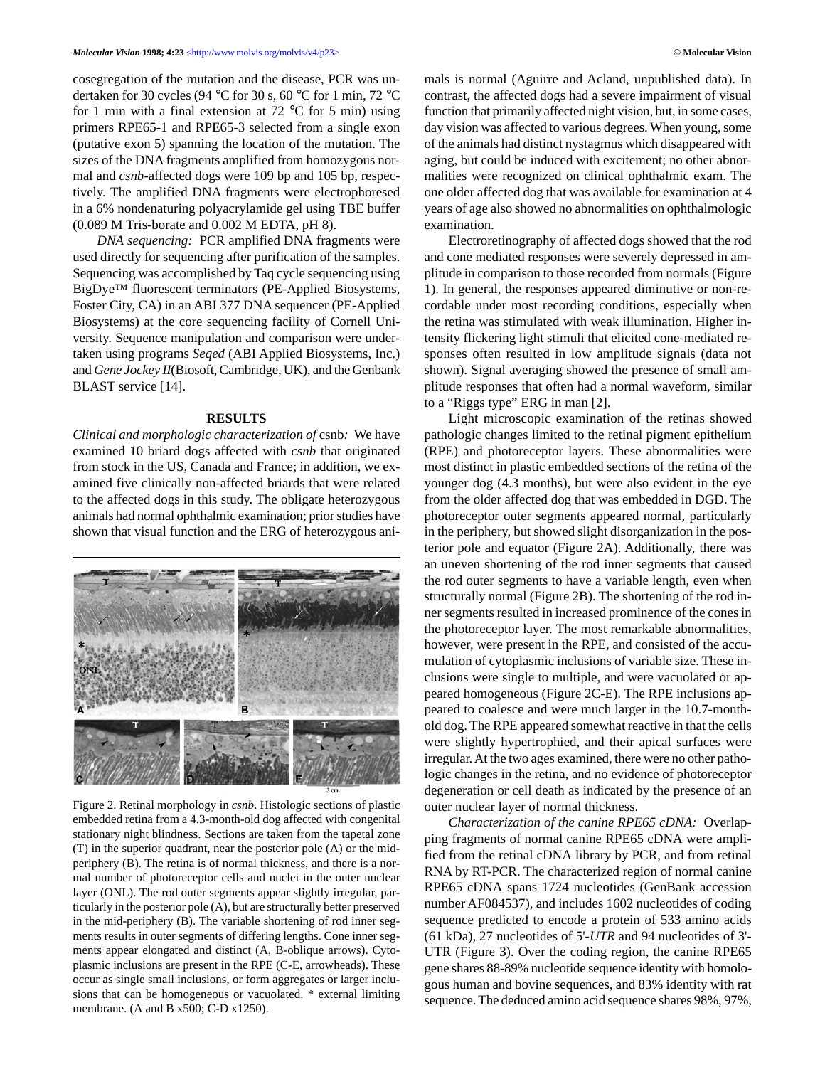cosegregation of the mutation and the disease, PCR was undertaken for 30 cycles (94 °C for 30 s, 60 °C for 1 min, 72 °C for 1 min with a final extension at 72 °C for 5 min) using primers RPE65-1 and RPE65-3 selected from a single exon (putative exon 5) spanning the location of the mutation. The sizes of the DNA fragments amplified from homozygous normal and *csnb*-affected dogs were 109 bp and 105 bp, respectively. The amplified DNA fragments were electrophoresed in a 6% nondenaturing polyacrylamide gel using TBE buffer (0.089 M Tris-borate and 0.002 M EDTA, pH 8).

*DNA sequencing:* PCR amplified DNA fragments were used directly for sequencing after purification of the samples. Sequencing was accomplished by Taq cycle sequencing using BigDye™ fluorescent terminators (PE-Applied Biosystems, Foster City, CA) in an ABI 377 DNA sequencer (PE-Applied Biosystems) at the core sequencing facility of Cornell University. Sequence manipulation and comparison were undertaken using programs *Seqed* (ABI Applied Biosystems, Inc.) and *Gene Jockey II*(Biosoft, Cambridge, UK), and the Genbank BLAST service [14].

## RESULTS

*Clinical and morphologic characterization of* csnb*:* We have examined 10 briard dogs affected with *csnb* that originated from stock in the US, Canada and France; in addition, we examined five clinically non-affected briards that were related to the affected dogs in this study. The obligate heterozygous animals had normal ophthalmic examination; prior studies have shown that visual function and the ERG of heterozygous animals is normal (Aguirre and Acland, unpublished data). In contrast, the affected dogs had a severe impairment of visual function that primarily affected night vision, but, in some cases, day vision was affected to various degrees. When young, some of the animals had distinct nystagmus which disappeared with aging, but could be induced with excitement; no other abnormalities were recognized on clinical ophthalmic exam. The one older affected dog that was available for examination at 4 years of age also showed no abnormalities on ophthalmologic examination.

Figure 2. Retinal morphology in *csnb*. Histologic sections of plastic embedded retina from a 4.3-month-old dog affected with congenital stationary night blindness. Sections are taken from the tapetal zone (T) in the superior quadrant, near the posterior pole (A) or the mid-periphery (B). The retina is of normal thickness, and there is a normal number of photoreceptor cells and nuclei in the outer nuclear layer (ONL). The rod outer segments appear slightly irregular, particularly in the posterior pole (A), but are structurally better preserved in the mid-periphery (B). The variable shortening of rod inner segments results in outer segments of differing lengths. Cone inner segments appear elongated and distinct (A, B-oblique arrows). Cytoplasmic inclusions are present in the RPE (C-E, arrowheads). These occur as single small inclusions, or form aggregates or larger inclusions that can be homogeneous or vacuolated. * external limiting membrane. (A and B x500; C-D x1250).

Electroretinography of affected dogs showed that the rod and cone mediated responses were severely depressed in amplitude in comparison to those recorded from normals (Figure 1). In general, the responses appeared diminutive or non-recordable under most recording conditions, especially when the retina was stimulated with weak illumination. Higher intensity flickering light stimuli that elicited cone-mediated responses often resulted in low amplitude signals (data not shown). Signal averaging showed the presence of small amplitude responses that often had a normal waveform, similar to a "Riggs type" ERG in man [2].

Light microscopic examination of the retinas showed pathologic changes limited to the retinal pigment epithelium (RPE) and photoreceptor layers. These abnormalities were most distinct in plastic embedded sections of the retina of the younger dog (4.3 months), but were also evident in the eye from the older affected dog that was embedded in DGD. The photoreceptor outer segments appeared normal, particularly in the periphery, but showed slight disorganization in the posterior pole and equator (Figure 2A). Additionally, there was an uneven shortening of the rod inner segments that caused the rod outer segments to have a variable length, even when structurally normal (Figure 2B). The shortening of the rod inner segments resulted in increased prominence of the cones in the photoreceptor layer. The most remarkable abnormalities, however, were present in the RPE, and consisted of the accumulation of cytoplasmic inclusions of variable size. These inclusions were single to multiple, and were vacuolated or appeared homogeneous (Figure 2C-E). The RPE inclusions appeared to coalesce and were much larger in the 10.7-month-old dog. The RPE appeared somewhat reactive in that the cells were slightly hypertrophied, and their apical surfaces were irregular. At the two ages examined, there were no other pathologic changes in the retina, and no evidence of photoreceptor degeneration or cell death as indicated by the presence of an outer nuclear layer of normal thickness.

*Characterization of the canine RPE65 cDNA:* Overlapping fragments of normal canine RPE65 cDNA were amplified from the retinal cDNA library by PCR, and from retinal RNA by RT-PCR. The characterized region of normal canine RPE65 cDNA spans 1724 nucleotides (GenBank accession number AF084537), and includes 1602 nucleotides of coding sequence predicted to encode a protein of 533 amino acids (61 kDa), 27 nucleotides of 5'-*UTR* and 94 nucleotides of 3'-UTR (Figure 3). Over the coding region, the canine RPE65 gene shares 88-89% nucleotide sequence identity with homologous human and bovine sequences, and 83% identity with rat sequence. The deduced amino acid sequence shares 98%, 97%,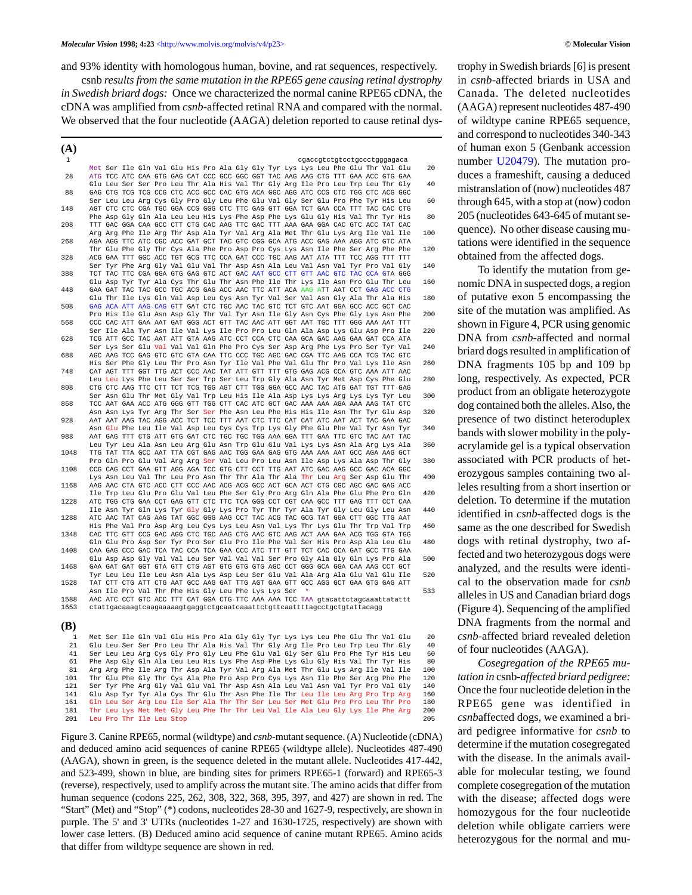and 93% identity with homologous human, bovine, and rat sequences, respectively.

*csnb results from the same mutation in the RPE65 gene causing retinal dystrophy in Swedish briard dogs:* Once we characterized the normal canine RPE65 cDNA, the cDNA was amplified from *csnb*-affected retinal RNA and compared with the normal. We observed that the four nucleotide (AAGA) deletion reported to cause retinal dystrophy in Swedish briards [6] is present in *csnb*-affected briards in USA and Canada. The deleted nucleotides (AAGA) represent nucleotides 487-490 of wildtype canine RPE65 sequence, and correspond to nucleotides 340-343 of human exon 5 (Genbank accession number U20479). The mutation produces a frameshift, causing a deduced mistranslation of (now) nucleotides 487 through 645, with a stop at (now) codon 205 (nucleotides 643-645 of mutant sequence). No other disease causing mutations were identified in the sequence obtained from the affected dogs.

To identify the mutation from genomic DNA in suspected dogs, a region of putative exon 5 encompassing the site of the mutation was amplified. As shown in Figure 4, PCR using genomic DNA from *csnb*-affected and normal briard dogs resulted in amplification of DNA fragments 105 bp and 109 bp long, respectively. As expected, PCR product from an obligate heterozygote dog contained both the alleles. Also, the presence of two distinct heteroduplex bands with slower mobility in the polyacrylamide gel is a typical observation associated with PCR products of heterozygous samples containing two alleles resulting from a short insertion or deletion. To determine if the mutation identified in *csnb*-affected dogs is the same as the one described for Swedish dogs with retinal dystrophy, two affected and two heterozygous dogs were analyzed, and the results were identical to the observation made for *csnb* alleles in US and Canadian briard dogs (Figure 4). Sequencing of the amplified DNA fragments from the normal and *csnb*-affected briard revealed deletion of four nucleotides (AAGA).

*Cosegregation of the RPE65 mutation in csnb-affected briard pedigree:* Once the four nucleotide deletion in the RPE65 gene was identified in *csnb*affected dogs, we examined a briard pedigree informative for *csnb* to determine if the mutation cosegregated with the disease. In the animals available for molecular testing, we found complete cosegregation of the mutation with the disease; affected dogs were homozygous for the four nucleotide deletion while obligate carriers were heterozygous for the normal and mu-

(A)

```
   1                                                         cgaccgtctgtcctgccctgggagaca
       Met Ser Ile Gln Val Glu His Pro Ala Gly Gly Tyr Lys Lys Leu Phe Glu Thr Val Glu    20
  28   ATG TCC ATC CAA GTG GAG CAT CCC GCC GGC GGT TAC AAG AAG CTG TTT GAA ACC GTG GAA
       Glu Leu Ser Ser Pro Leu Thr Ala His Val Thr Gly Arg Ile Pro Leu Trp Leu Thr Gly    40
  88   GAG CTG TCG TCG CCG CTC ACC GCC CAC GTG ACA GGC AGG ATC CCG CTC TGG CTC ACG GGC
       Ser Leu Leu Arg Cys Gly Pro Gly Leu Phe Glu Val Gly Ser Glu Pro Phe Tyr His Leu    60
 148   AGT CTC CTC CGA TGC GGA CCG GGG CTC TTC GAG GTT GGA TCT GAA CCA TTT TAC CAC CTG
       Phe Asp Gly Gln Ala Leu Leu His Lys Phe Asp Phe Lys Glu Gly His Val Thr Tyr His    80
 208   TTT GAC GGA CAA GCC CTT CTG CAC AAG TTC GAC TTT AAA GAA GGA CAC GTC ACC TAT CAC
       Arg Arg Phe Ile Arg Thr Asp Ala Tyr Val Arg Ala Met Thr Glu Lys Arg Ile Val Ile   100
 268   AGA AGG TTC ATC CGC ACC GAT GCT TAC GTC CGG GCA ATG ACC GAG AAA AGG ATC GTC ATA
       Thr Glu Phe Gly Thr Cys Ala Phe Pro Asp Pro Cys Lys Asn Ile Phe Ser Arg Phe Phe   120
 328   ACG GAA TTT GGC ACC TGT GCG TTC CCA GAT CCC TGC AAG AAT ATA TTT TCC AGG TTT TTT
       Ser Tyr Phe Arg Gly Val Glu Val Thr Asp Asn Ala Leu Val Asn Val Tyr Pro Val Gly   140
 388   TCT TAC TTC CGA GGA GTG GAG GTC ACT GAC AAT GCC CTT GTT AAC GTC TAC CCA GTA GGG
       Glu Asp Tyr Tyr Ala Cys Thr Glu Thr Asn Phe Ile Thr Lys Ile Asn Pro Glu Thr Leu   160
 448   GAA GAT TAC TAC GCC TGC ACG GAG ACC AAC TTC ATT ACA AAG ATT AAT CCT GAG ACC CTG
       Glu Thr Ile Lys Gln Val Asp Leu Cys Asn Tyr Val Ser Val Asn Gly Ala Thr Ala His   180
 508   GAG ACA ATT AAG CAG GTT GAT CTC TGC AAC TAC GTC TCT GTC AAT GGA GCC ACC GCT CAC
       Pro His Ile Glu Asn Asp Gly Thr Val Tyr Asn Ile Gly Asn Cys Phe Gly Lys Asn Phe   200
 568   CCC CAC ATT GAA AAT GAT GGG ACT GTT TAC AAC ATT GGA AAT TGC TTT GGG AAA AAT TTT
       Ser Ile Ala Tyr Asn Ile Val Lys Ile Pro Pro Leu Gln Ala Asp Lys Glu Asp Pro Ile   220
 628   TCG ATT GCC TAC AAT ATT GTA AAG ATC CCT CCA CTC CAA GCA GAC AAG GAA GAT CCA ATA
       Ser Lys Ser Glu Val Val Val Gln Phe Pro Cys Ser Asp Arg Phe Lys Pro Ser Tyr Val   240
 688   AGC AAG TCC GAG GTC GTC GTA CAA TTC CCC TGC AGC GAC CGA TTC AAG CCA TCG TAC GTC
       His Ser Phe Gly Leu Thr Pro Asn Tyr Ile Val Phe Val Glu Thr Pro Val Lys Ile Asn   260
 748   CAT AGT TTT GGT TTG ACT CCC AAC TAT ATT GTT TTT GTG GAG ACG CCA GTC AAA ATT AAC
       Leu Leu Lys Phe Leu Ser Ser Trp Ser Leu Trp Gly Ala Asn Tyr Met Asp Cys Phe Glu   280
 808   CTG CTC AAG TTC CTT TCT TCG TGG AGT CTT TGG GGA GCC AAC TAC ATG GAT TGT TTT GAG
       Ser Asn Glu Thr Met Gly Val Trp Leu His Ile Ala Asp Lys Lys Arg Lys Lys Tyr Leu   300
 868   TCC AAT GAA ACC ATG GGG GTT TGG CTT CAC ATC GCT GAC AAA AAA AGA AAA AAG TAT CTC
       Asn Asn Lys Tyr Arg Thr Ser Ser Phe Asn Leu Phe His His Ile Asn Thr Tyr Glu Asp   320
 928   AAT AAT AAG TAC AGG ACC TCT TCC TTT AAT CTC TTC CAT CAT ATC AAT ACT TAC GAA GAC
       Asn Glu Phe Leu Ile Val Asp Leu Cys Cys Trp Lys Gly Phe Glu Phe Val Tyr Asn Tyr   340
 988   AAT GAG TTT CTG ATT GTG GAT CTC TGC TGC TGG AAA GGA TTT GAA TTC GTC TAC AAT TAC
       Leu Tyr Leu Ala Asn Leu Arg Glu Asn Trp Glu Glu Val Lys Lys Asn Ala Arg Lys Ala   360
1048   TTG TAT TTA GCC AAT TTA CGT GAG AAC TGG GAA GAG GTG AAA AAA AAT GCC AGA AAG GCT
       Pro Gln Pro Glu Val Arg Arg Ser Val Leu Pro Leu Asn Ile Asp Lys Ala Asp Thr Gly   380
1108   CCG CAG CCT GAA GTT AGG AGA TCC GTG CTT CCT TTG AAT ATC GAC AAG GCC GAC ACA GGC
       Lys Asn Leu Val Thr Leu Pro Asn Thr Thr Ala Thr Ala Thr Leu Arg Ser Asp Glu Thr   400
1168   AAG AAC CTA GTC ACC CTT CCC AAC ACG ACG GCC ACT GCA ACT CTG CGC AGC GAC GAG ACC
       Ile Trp Leu Glu Pro Glu Val Leu Phe Ser Gly Pro Arg Gln Ala Phe Glu Phe Pro Gln   420
1228   ATC TGG CTG GAA CCT GAG GTT CTC TTC TCA GGG CCT CGT CAA GCC TTT GAG TTT CCT CAA
       Ile Asn Tyr Gln Lys Tyr Gly Gly Lys Pro Tyr Thr Tyr Ala Tyr Gly Leu Gly Leu Asn   440
1288   ATC AAC TAT CAG AAG TAT GGC GGG AAG CCT TAC ACG TAC GCG TAT GGA CTT GGC TTG AAT
       His Phe Val Pro Asp Arg Leu Cys Lys Leu Asn Val Lys Thr Lys Glu Thr Trp Val Trp   460
1348   CAC TTC GTT CCG GAC AGG CTC TGC AAG CTG AAC GTC AAG ACT AAA GAA ACG TGG GTA TGG
       Gln Glu Pro Asp Ser Tyr Pro Ser Glu Pro Ile Phe Val Ser His Pro Asp Ala Leu Glu   480
1408   CAA GAG CCC GAC TCA TAC CCA TCA GAA CCC ATC TTT GTT TCT CAC CCA GAT GCC TTG GAA
       Glu Asp Asp Gly Val Val Leu Ser Val Val Val Ser Pro Gly Ala Gly Gln Lys Pro Ala   500
1468   GAA GAT GAT GGT GTA GTT CTG AGT GTG GTG GTG AGC CCT GGG GCA GGA CAA AAG CCT GCT
       Tyr Leu Leu Ile Leu Asn Ala Lys Asp Leu Ser Glu Val Ala Arg Ala Glu Val Glu Ile   520
1528   TAT CTT CTG ATT CTG AAT GCC AAG GAT TTG AGT GAA GTT GCC AGG GCT GAA GTG GAG ATT
       Asn Ile Pro Val Thr Phe His Gly Leu Phe Lys Lys Ser  *                            533
1588   AAC ATC CCT GTC ACC TTT CAT GGA CTG TTC AAA AAA TCC TAA gtacattctagcaaatatattt
1653   ctattgacaaagtcaagaaaaagtgaggtctgcaatcaaattctgttcaattttagcctgctgtattacagg
```

(B)

```
  1  Met Ser Ile Gln Val Glu His Pro Ala Gly Gly Tyr Lys Lys Leu Phe Glu Thr Val Glu   20
 21  Glu Leu Ser Ser Pro Leu Thr Ala His Val Thr Gly Arg Ile Pro Leu Trp Leu Thr Gly   40
 41  Ser Leu Leu Arg Cys Gly Pro Gly Leu Phe Glu Val Gly Ser Glu Pro Phe Tyr His Leu   60
 61  Phe Asp Gly Gln Ala Leu Leu His Lys Phe Asp Phe Lys Glu Gly His Val Thr Tyr His   80
 81  Arg Arg Phe Ile Arg Thr Asp Ala Tyr Val Arg Ala Met Thr Glu Lys Arg Ile Val Ile  100
101  Thr Glu Phe Gly Thr Cys Ala Phe Pro Asp Pro Cys Lys Asn Ile Phe Ser Arg Phe Phe  120
121  Ser Tyr Phe Arg Gly Val Glu Val Thr Asp Asn Ala Leu Val Asn Val Tyr Pro Val Gly  140
141  Glu Asp Tyr Tyr Ala Cys Thr Glu Thr Asn Phe Ile Thr Leu Ile Leu Arg Pro Trp Arg  160
161  Gln Leu Ser Arg Leu Ile Ser Ala Thr Thr Ser Leu Ser Met Glu Pro Pro Leu Thr Pro  180
181  Thr Leu Lys Met Met Gly Leu Phe Thr Thr Leu Val Ile Ala Leu Gly Lys Ile Phe Arg  200
201  Leu Pro Thr Ile Leu Stop                                                          205
```

Figure 3. Canine RPE65, normal (wildtype) and *csnb*-mutant sequence. (A) Nucleotide (cDNA) and deduced amino acid sequences of canine RPE65 (wildtype allele). Nucleotides 487-490 (AAGA), shown in green, is the sequence deleted in the mutant allele. Nucleotides 417-442, and 523-499, shown in blue, are binding sites for primers RPE65-1 (forward) and RPE65-3 (reverse), respectively, used to amplify across the mutant site. The amino acids that differ from human sequence (codons 225, 262, 308, 322, 368, 395, 397, and 427) are shown in red. The "Start" (Met) and "Stop" (*) codons, nucleotides 28-30 and 1627-9, respectively, are shown in purple. The 5' and 3' UTRs (nucleotides 1-27 and 1630-1725, respectively) are shown with lower case letters. (B) Deduced amino acid sequence of canine mutant RPE65. Amino acids that differ from wildtype sequence are shown in red.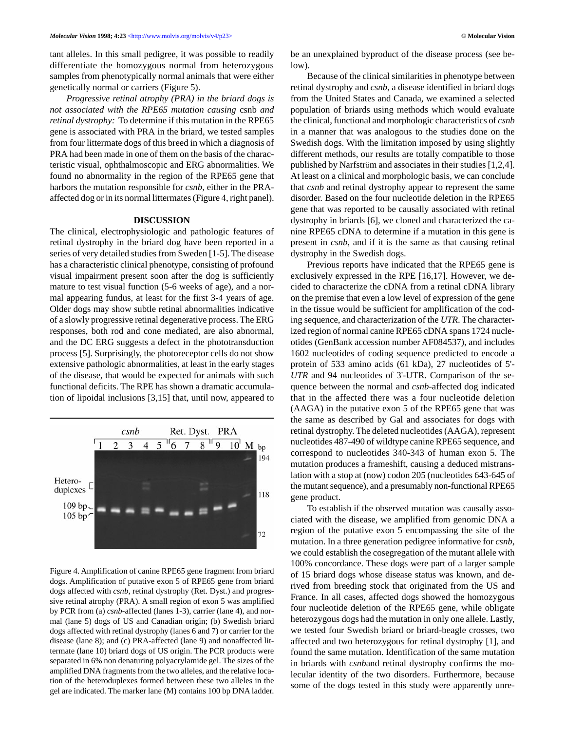tant alleles. In this small pedigree, it was possible to readily differentiate the homozygous normal from heterozygous samples from phenotypically normal animals that were either genetically normal or carriers (Figure 5).

*Progressive retinal atrophy (PRA) in the briard dogs is not associated with the RPE65 mutation causing* csnb *and retinal dystrophy:* To determine if this mutation in the RPE65 gene is associated with PRA in the briard, we tested samples from four littermate dogs of this breed in which a diagnosis of PRA had been made in one of them on the basis of the characteristic visual, ophthalmoscopic and ERG abnormalities. We found no abnormality in the region of the RPE65 gene that harbors the mutation responsible for *csnb*, either in the PRA-affected dog or in its normal littermates (Figure 4, right panel).

## DISCUSSION

The clinical, electrophysiologic and pathologic features of retinal dystrophy in the briard dog have been reported in a series of very detailed studies from Sweden [1-5]. The disease has a characteristic clinical phenotype, consisting of profound visual impairment present soon after the dog is sufficiently mature to test visual function (5-6 weeks of age), and a normal appearing fundus, at least for the first 3-4 years of age. Older dogs may show subtle retinal abnormalities indicative of a slowly progressive retinal degenerative process. The ERG responses, both rod and cone mediated, are also abnormal, and the DC ERG suggests a defect in the phototransduction process [5]. Surprisingly, the photoreceptor cells do not show extensive pathologic abnormalities, at least in the early stages of the disease, that would be expected for animals with such functional deficits. The RPE has shown a dramatic accumulation of lipoidal inclusions [3,15] that, until now, appeared to be an unexplained byproduct of the disease process (see below).

Figure 4. Amplification of canine RPE65 gene fragment from briard dogs. Amplification of putative exon 5 of RPE65 gene from briard dogs affected with *csnb*, retinal dystrophy (Ret. Dyst.) and progressive retinal atrophy (PRA). A small region of exon 5 was amplified by PCR from (a) *csnb*-affected (lanes 1-3), carrier (lane 4), and normal (lane 5) dogs of US and Canadian origin; (b) Swedish briard dogs affected with retinal dystrophy (lanes 6 and 7) or carrier for the disease (lane 8); and (c) PRA-affected (lane 9) and nonaffected littermate (lane 10) briard dogs of US origin. The PCR products were separated in 6% non denaturing polyacrylamide gel. The sizes of the amplified DNA fragments from the two alleles, and the relative location of the heteroduplexes formed between these two alleles in the gel are indicated. The marker lane (M) contains 100 bp DNA ladder.

Because of the clinical similarities in phenotype between retinal dystrophy and *csnb*, a disease identified in briard dogs from the United States and Canada, we examined a selected population of briards using methods which would evaluate the clinical, functional and morphologic characteristics of *csnb* in a manner that was analogous to the studies done on the Swedish dogs. With the limitation imposed by using slightly different methods, our results are totally compatible to those published by Narfström and associates in their studies [1,2,4]. At least on a clinical and morphologic basis, we can conclude that *csnb* and retinal dystrophy appear to represent the same disorder. Based on the four nucleotide deletion in the RPE65 gene that was reported to be causally associated with retinal dystrophy in briards [6], we cloned and characterized the canine RPE65 cDNA to determine if a mutation in this gene is present in *csnb*, and if it is the same as that causing retinal dystrophy in the Swedish dogs.

Previous reports have indicated that the RPE65 gene is exclusively expressed in the RPE [16,17]. However, we decided to characterize the cDNA from a retinal cDNA library on the premise that even a low level of expression of the gene in the tissue would be sufficient for amplification of the coding sequence, and characterization of the *UTR*. The characterized region of normal canine RPE65 cDNA spans 1724 nucleotides (GenBank accession number AF084537), and includes 1602 nucleotides of coding sequence predicted to encode a protein of 533 amino acids (61 kDa), 27 nucleotides of 5'-*UTR* and 94 nucleotides of 3'-UTR. Comparison of the sequence between the normal and *csnb*-affected dog indicated that in the affected there was a four nucleotide deletion (AAGA) in the putative exon 5 of the RPE65 gene that was the same as described by Gal and associates for dogs with retinal dystrophy. The deleted nucleotides (AAGA), represent nucleotides 487-490 of wildtype canine RPE65 sequence, and correspond to nucleotides 340-343 of human exon 5. The mutation produces a frameshift, causing a deduced mistranslation with a stop at (now) codon 205 (nucleotides 643-645 of the mutant sequence), and a presumably non-functional RPE65 gene product.

To establish if the observed mutation was causally associated with the disease, we amplified from genomic DNA a region of the putative exon 5 encompassing the site of the mutation. In a three generation pedigree informative for *csnb*, we could establish the cosegregation of the mutant allele with 100% concordance. These dogs were part of a larger sample of 15 briard dogs whose disease status was known, and derived from breeding stock that originated from the US and France. In all cases, affected dogs showed the homozygous four nucleotide deletion of the RPE65 gene, while obligate heterozygous dogs had the mutation in only one allele. Lastly, we tested four Swedish briard or briard-beagle crosses, two affected and two heterozygous for retinal dystrophy [1], and found the same mutation. Identification of the same mutation in briards with *csnb*and retinal dystrophy confirms the molecular identity of the two disorders. Furthermore, because some of the dogs tested in this study were apparently unre-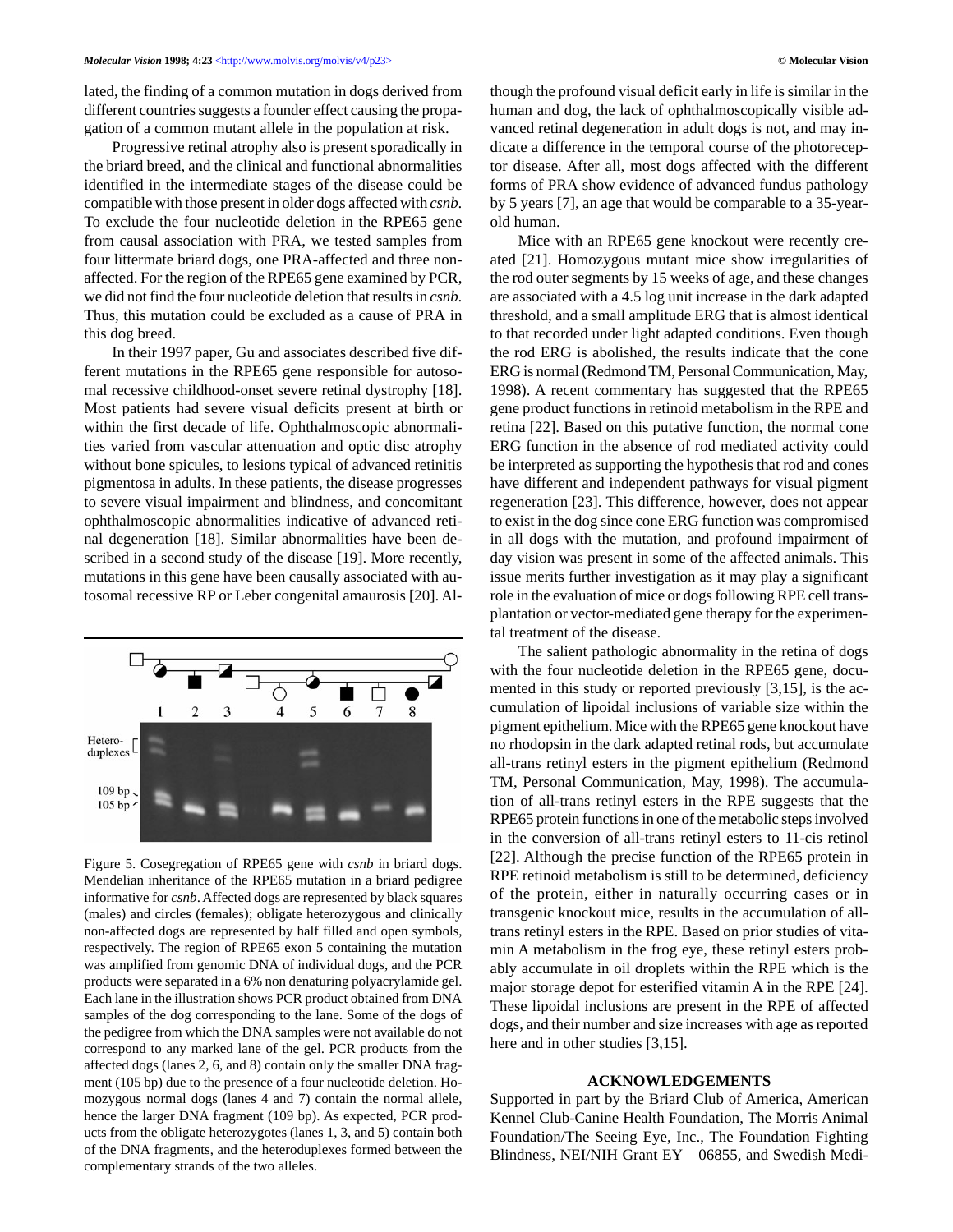lated, the finding of a common mutation in dogs derived from different countries suggests a founder effect causing the propagation of a common mutant allele in the population at risk.

Progressive retinal atrophy also is present sporadically in the briard breed, and the clinical and functional abnormalities identified in the intermediate stages of the disease could be compatible with those present in older dogs affected with *csnb*. To exclude the four nucleotide deletion in the RPE65 gene from causal association with PRA, we tested samples from four littermate briard dogs, one PRA-affected and three non-affected. For the region of the RPE65 gene examined by PCR, we did not find the four nucleotide deletion that results in *csnb*. Thus, this mutation could be excluded as a cause of PRA in this dog breed.

In their 1997 paper, Gu and associates described five different mutations in the RPE65 gene responsible for autosomal recessive childhood-onset severe retinal dystrophy [18]. Most patients had severe visual deficits present at birth or within the first decade of life. Ophthalmoscopic abnormalities varied from vascular attenuation and optic disc atrophy without bone spicules, to lesions typical of advanced retinitis pigmentosa in adults. In these patients, the disease progresses to severe visual impairment and blindness, and concomitant ophthalmoscopic abnormalities indicative of advanced retinal degeneration [18]. Similar abnormalities have been described in a second study of the disease [19]. More recently, mutations in this gene have been causally associated with autosomal recessive RP or Leber congenital amaurosis [20]. Although the profound visual deficit early in life is similar in the human and dog, the lack of ophthalmoscopically visible advanced retinal degeneration in adult dogs is not, and may indicate a difference in the temporal course of the photoreceptor disease. After all, most dogs affected with the different forms of PRA show evidence of advanced fundus pathology by 5 years [7], an age that would be comparable to a 35-year-old human.

Figure 5. Cosegregation of RPE65 gene with *csnb* in briard dogs. Mendelian inheritance of the RPE65 mutation in a briard pedigree informative for *csnb*. Affected dogs are represented by black squares (males) and circles (females); obligate heterozygous and clinically non-affected dogs are represented by half filled and open symbols, respectively. The region of RPE65 exon 5 containing the mutation was amplified from genomic DNA of individual dogs, and the PCR products were separated in a 6% non denaturing polyacrylamide gel. Each lane in the illustration shows PCR product obtained from DNA samples of the dog corresponding to the lane. Some of the dogs of the pedigree from which the DNA samples were not available do not correspond to any marked lane of the gel. PCR products from the affected dogs (lanes 2, 6, and 8) contain only the smaller DNA fragment (105 bp) due to the presence of a four nucleotide deletion. Homozygous normal dogs (lanes 4 and 7) contain the normal allele, hence the larger DNA fragment (109 bp). As expected, PCR products from the obligate heterozygotes (lanes 1, 3, and 5) contain both of the DNA fragments, and the heteroduplexes formed between the complementary strands of the two alleles.

Mice with an RPE65 gene knockout were recently created [21]. Homozygous mutant mice show irregularities of the rod outer segments by 15 weeks of age, and these changes are associated with a 4.5 log unit increase in the dark adapted threshold, and a small amplitude ERG that is almost identical to that recorded under light adapted conditions. Even though the rod ERG is abolished, the results indicate that the cone ERG is normal (Redmond TM, Personal Communication, May, 1998). A recent commentary has suggested that the RPE65 gene product functions in retinoid metabolism in the RPE and retina [22]. Based on this putative function, the normal cone ERG function in the absence of rod mediated activity could be interpreted as supporting the hypothesis that rod and cones have different and independent pathways for visual pigment regeneration [23]. This difference, however, does not appear to exist in the dog since cone ERG function was compromised in all dogs with the mutation, and profound impairment of day vision was present in some of the affected animals. This issue merits further investigation as it may play a significant role in the evaluation of mice or dogs following RPE cell transplantation or vector-mediated gene therapy for the experimental treatment of the disease.

The salient pathologic abnormality in the retina of dogs with the four nucleotide deletion in the RPE65 gene, documented in this study or reported previously [3,15], is the accumulation of lipoidal inclusions of variable size within the pigment epithelium. Mice with the RPE65 gene knockout have no rhodopsin in the dark adapted retinal rods, but accumulate all-trans retinyl esters in the pigment epithelium (Redmond TM, Personal Communication, May, 1998). The accumulation of all-trans retinyl esters in the RPE suggests that the RPE65 protein functions in one of the metabolic steps involved in the conversion of all-trans retinyl esters to 11-cis retinol [22]. Although the precise function of the RPE65 protein in RPE retinoid metabolism is still to be determined, deficiency of the protein, either in naturally occurring cases or in transgenic knockout mice, results in the accumulation of all-trans retinyl esters in the RPE. Based on prior studies of vitamin A metabolism in the frog eye, these retinyl esters probably accumulate in oil droplets within the RPE which is the major storage depot for esterified vitamin A in the RPE [24]. These lipoidal inclusions are present in the RPE of affected dogs, and their number and size increases with age as reported here and in other studies [3,15].

## ACKNOWLEDGEMENTS

Supported in part by the Briard Club of America, American Kennel Club-Canine Health Foundation, The Morris Animal Foundation/The Seeing Eye, Inc., The Foundation Fighting Blindness, NEI/NIH Grant EY 06855, and Swedish Medi-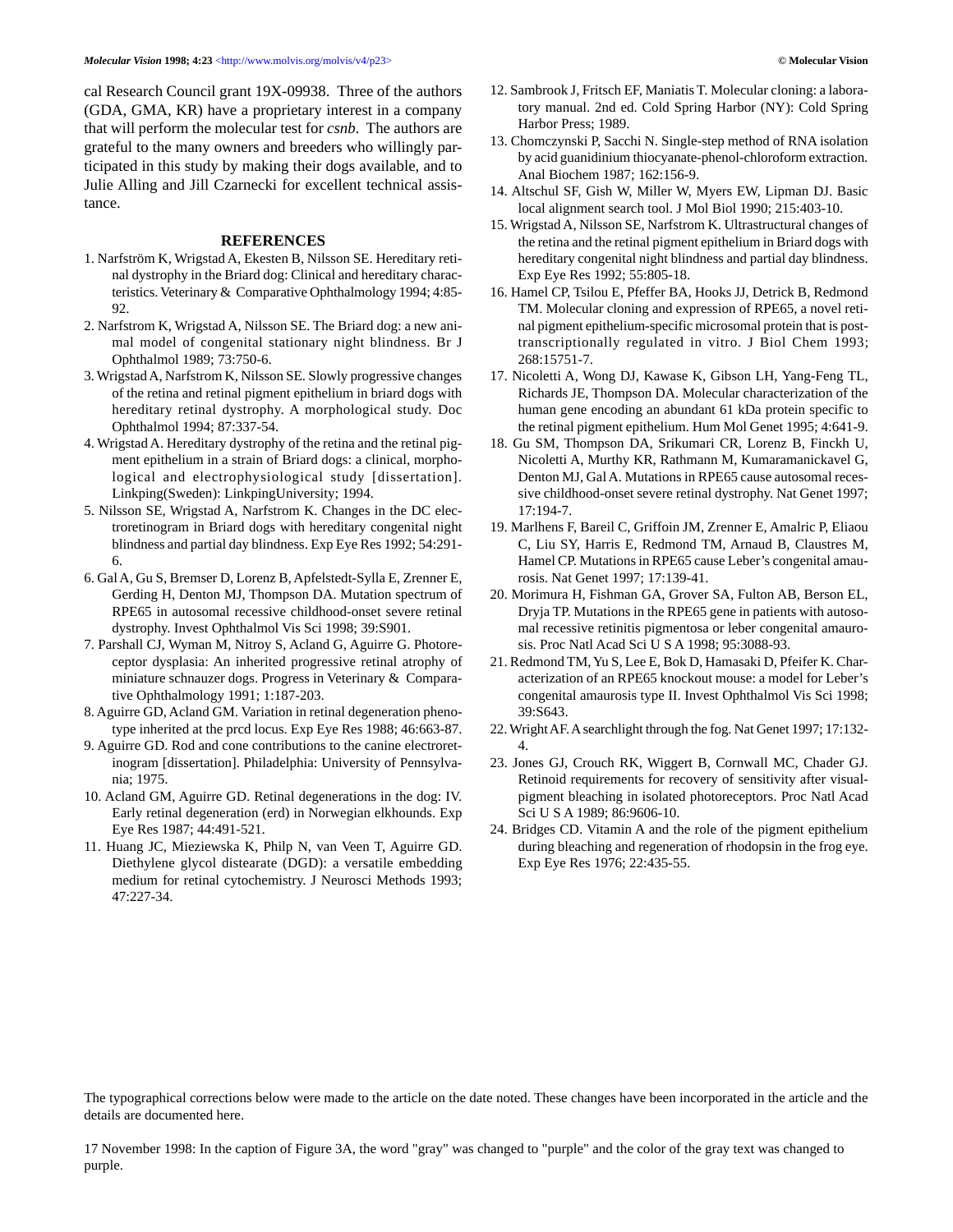cal Research Council grant 19X-09938. Three of the authors (GDA, GMA, KR) have a proprietary interest in a company that will perform the molecular test for *csnb*. The authors are grateful to the many owners and breeders who willingly participated in this study by making their dogs available, and to Julie Alling and Jill Czarnecki for excellent technical assistance.

## REFERENCES

1. Narfström K, Wrigstad A, Ekesten B, Nilsson SE. Hereditary retinal dystrophy in the Briard dog: Clinical and hereditary characteristics. Veterinary & Comparative Ophthalmology 1994; 4:85-92.
2. Narfstrom K, Wrigstad A, Nilsson SE. The Briard dog: a new animal model of congenital stationary night blindness. Br J Ophthalmol 1989; 73:750-6.
3. Wrigstad A, Narfstrom K, Nilsson SE. Slowly progressive changes of the retina and retinal pigment epithelium in briard dogs with hereditary retinal dystrophy. A morphological study. Doc Ophthalmol 1994; 87:337-54.
4. Wrigstad A. Hereditary dystrophy of the retina and the retinal pigment epithelium in a strain of Briard dogs: a clinical, morphological and electrophysiological study [dissertation]. Linkping(Sweden): LinkpingUniversity; 1994.
5. Nilsson SE, Wrigstad A, Narfstrom K. Changes in the DC electroretinogram in Briard dogs with hereditary congenital night blindness and partial day blindness. Exp Eye Res 1992; 54:291-6.
6. Gal A, Gu S, Bremser D, Lorenz B, Apfelstedt-Sylla E, Zrenner E, Gerding H, Denton MJ, Thompson DA. Mutation spectrum of RPE65 in autosomal recessive childhood-onset severe retinal dystrophy. Invest Ophthalmol Vis Sci 1998; 39:S901.
7. Parshall CJ, Wyman M, Nitroy S, Acland G, Aguirre G. Photoreceptor dysplasia: An inherited progressive retinal atrophy of miniature schnauzer dogs. Progress in Veterinary & Comparative Ophthalmology 1991; 1:187-203.
8. Aguirre GD, Acland GM. Variation in retinal degeneration phenotype inherited at the prcd locus. Exp Eye Res 1988; 46:663-87.
9. Aguirre GD. Rod and cone contributions to the canine electroretinogram [dissertation]. Philadelphia: University of Pennsylvania; 1975.
10. Acland GM, Aguirre GD. Retinal degenerations in the dog: IV. Early retinal degeneration (erd) in Norwegian elkhounds. Exp Eye Res 1987; 44:491-521.
11. Huang JC, Mieziewska K, Philp N, van Veen T, Aguirre GD. Diethylene glycol distearate (DGD): a versatile embedding medium for retinal cytochemistry. J Neurosci Methods 1993; 47:227-34.
12. Sambrook J, Fritsch EF, Maniatis T. Molecular cloning: a laboratory manual. 2nd ed. Cold Spring Harbor (NY): Cold Spring Harbor Press; 1989.
13. Chomczynski P, Sacchi N. Single-step method of RNA isolation by acid guanidinium thiocyanate-phenol-chloroform extraction. Anal Biochem 1987; 162:156-9.
14. Altschul SF, Gish W, Miller W, Myers EW, Lipman DJ. Basic local alignment search tool. J Mol Biol 1990; 215:403-10.
15. Wrigstad A, Nilsson SE, Narfstrom K. Ultrastructural changes of the retina and the retinal pigment epithelium in Briard dogs with hereditary congenital night blindness and partial day blindness. Exp Eye Res 1992; 55:805-18.
16. Hamel CP, Tsilou E, Pfeffer BA, Hooks JJ, Detrick B, Redmond TM. Molecular cloning and expression of RPE65, a novel retinal pigment epithelium-specific microsomal protein that is post-transcriptionally regulated in vitro. J Biol Chem 1993; 268:15751-7.
17. Nicoletti A, Wong DJ, Kawase K, Gibson LH, Yang-Feng TL, Richards JE, Thompson DA. Molecular characterization of the human gene encoding an abundant 61 kDa protein specific to the retinal pigment epithelium. Hum Mol Genet 1995; 4:641-9.
18. Gu SM, Thompson DA, Srikumari CR, Lorenz B, Finckh U, Nicoletti A, Murthy KR, Rathmann M, Kumaramanickavel G, Denton MJ, Gal A. Mutations in RPE65 cause autosomal recessive childhood-onset severe retinal dystrophy. Nat Genet 1997; 17:194-7.
19. Marlhens F, Bareil C, Griffoin JM, Zrenner E, Amalric P, Eliaou C, Liu SY, Harris E, Redmond TM, Arnaud B, Claustres M, Hamel CP. Mutations in RPE65 cause Leber's congenital amaurosis. Nat Genet 1997; 17:139-41.
20. Morimura H, Fishman GA, Grover SA, Fulton AB, Berson EL, Dryja TP. Mutations in the RPE65 gene in patients with autosomal recessive retinitis pigmentosa or leber congenital amaurosis. Proc Natl Acad Sci U S A 1998; 95:3088-93.
21. Redmond TM, Yu S, Lee E, Bok D, Hamasaki D, Pfeifer K. Characterization of an RPE65 knockout mouse: a model for Leber's congenital amaurosis type II. Invest Ophthalmol Vis Sci 1998; 39:S643.
22. Wright AF. A searchlight through the fog. Nat Genet 1997; 17:132-4.
23. Jones GJ, Crouch RK, Wiggert B, Cornwall MC, Chader GJ. Retinoid requirements for recovery of sensitivity after visual-pigment bleaching in isolated photoreceptors. Proc Natl Acad Sci U S A 1989; 86:9606-10.
24. Bridges CD. Vitamin A and the role of the pigment epithelium during bleaching and regeneration of rhodopsin in the frog eye. Exp Eye Res 1976; 22:435-55.

The typographical corrections below were made to the article on the date noted. These changes have been incorporated in the article and the details are documented here.

17 November 1998: In the caption of Figure 3A, the word "gray" was changed to "purple" and the color of the gray text was changed to purple.